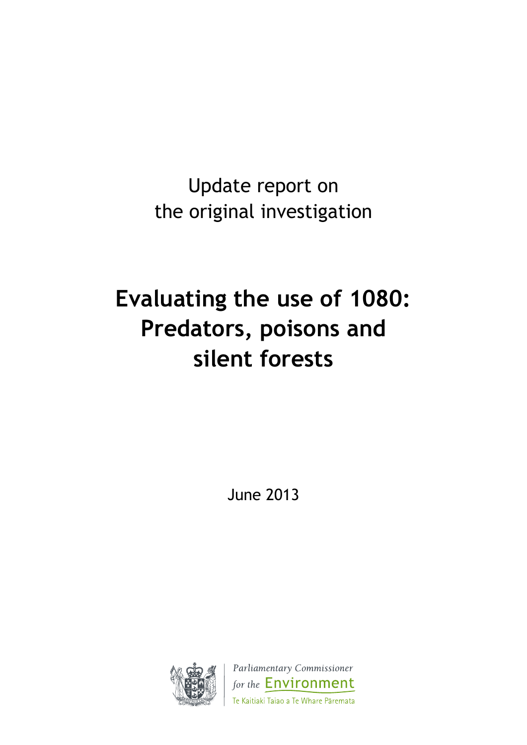Update report on
the original investigation

# Evaluating the use of 1080: Predators, poisons and silent forests

June 2013

Parliamentary Commissioner
*for the* Environment
Te Kaitiaki Taiao a Te Whare Pāremata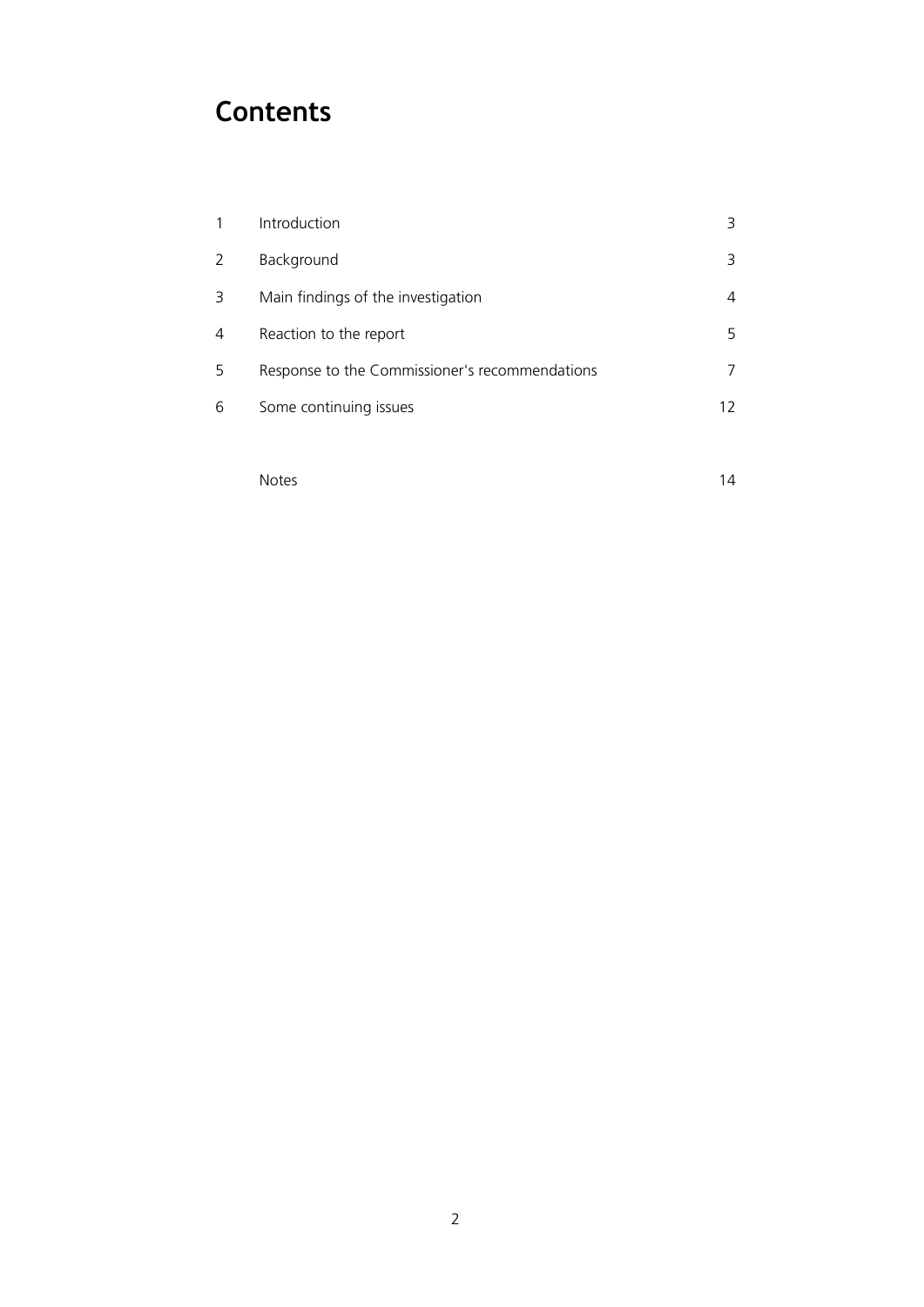# Contents

| | | |
|---|---|---|
| 1 | Introduction | 3 |
| 2 | Background | 3 |
| 3 | Main findings of the investigation | 4 |
| 4 | Reaction to the report | 5 |
| 5 | Response to the Commissioner's recommendations | 7 |
| 6 | Some continuing issues | 12 |
| | Notes | 14 |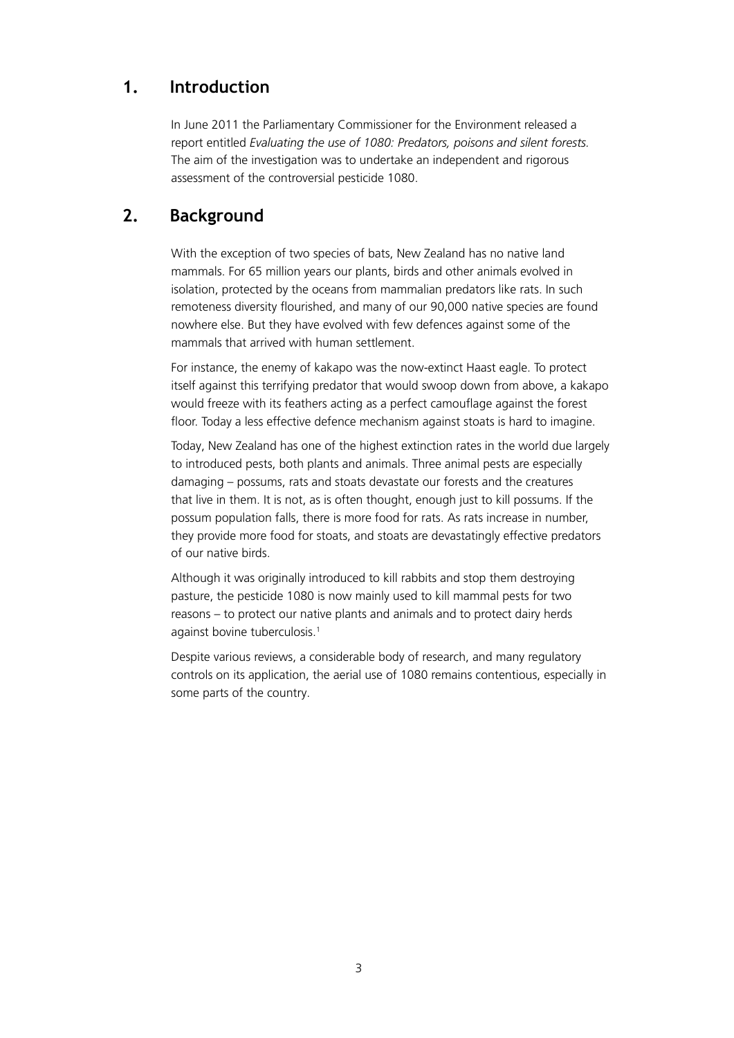## 1. Introduction

In June 2011 the Parliamentary Commissioner for the Environment released a report entitled *Evaluating the use of 1080: Predators, poisons and silent forests.* The aim of the investigation was to undertake an independent and rigorous assessment of the controversial pesticide 1080.

## 2. Background

With the exception of two species of bats, New Zealand has no native land mammals. For 65 million years our plants, birds and other animals evolved in isolation, protected by the oceans from mammalian predators like rats. In such remoteness diversity flourished, and many of our 90,000 native species are found nowhere else. But they have evolved with few defences against some of the mammals that arrived with human settlement.

For instance, the enemy of kakapo was the now-extinct Haast eagle. To protect itself against this terrifying predator that would swoop down from above, a kakapo would freeze with its feathers acting as a perfect camouflage against the forest floor. Today a less effective defence mechanism against stoats is hard to imagine.

Today, New Zealand has one of the highest extinction rates in the world due largely to introduced pests, both plants and animals. Three animal pests are especially damaging – possums, rats and stoats devastate our forests and the creatures that live in them. It is not, as is often thought, enough just to kill possums. If the possum population falls, there is more food for rats. As rats increase in number, they provide more food for stoats, and stoats are devastatingly effective predators of our native birds.

Although it was originally introduced to kill rabbits and stop them destroying pasture, the pesticide 1080 is now mainly used to kill mammal pests for two reasons – to protect our native plants and animals and to protect dairy herds against bovine tuberculosis.[1]

Despite various reviews, a considerable body of research, and many regulatory controls on its application, the aerial use of 1080 remains contentious, especially in some parts of the country.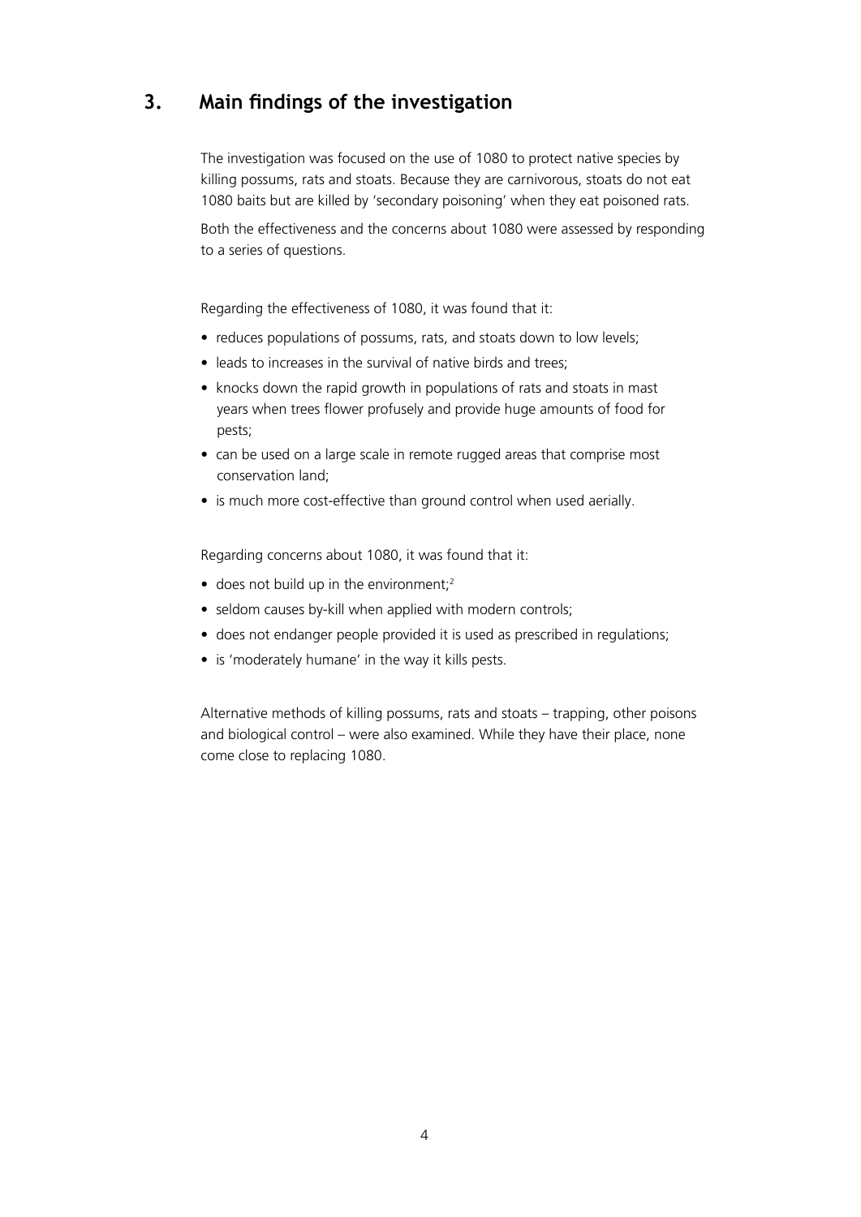# 3. Main findings of the investigation

The investigation was focused on the use of 1080 to protect native species by killing possums, rats and stoats. Because they are carnivorous, stoats do not eat 1080 baits but are killed by 'secondary poisoning' when they eat poisoned rats.

Both the effectiveness and the concerns about 1080 were assessed by responding to a series of questions.

Regarding the effectiveness of 1080, it was found that it:

- reduces populations of possums, rats, and stoats down to low levels;
- leads to increases in the survival of native birds and trees;
- knocks down the rapid growth in populations of rats and stoats in mast years when trees flower profusely and provide huge amounts of food for pests;
- can be used on a large scale in remote rugged areas that comprise most conservation land;
- is much more cost-effective than ground control when used aerially.

Regarding concerns about 1080, it was found that it:

- does not build up in the environment;[2]
- seldom causes by-kill when applied with modern controls;
- does not endanger people provided it is used as prescribed in regulations;
- is 'moderately humane' in the way it kills pests.

Alternative methods of killing possums, rats and stoats – trapping, other poisons and biological control – were also examined. While they have their place, none come close to replacing 1080.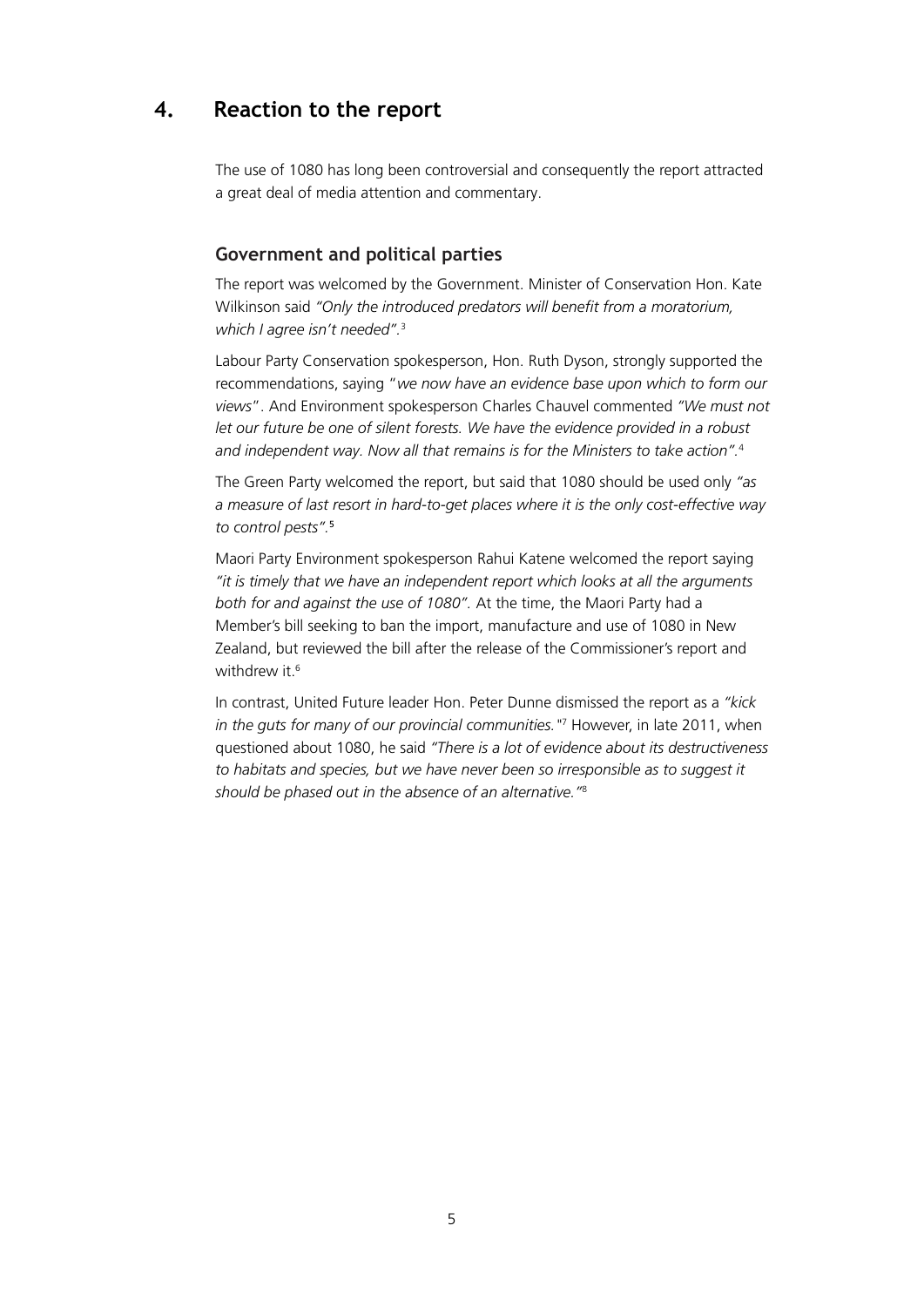## 4. Reaction to the report

The use of 1080 has long been controversial and consequently the report attracted a great deal of media attention and commentary.

### Government and political parties

The report was welcomed by the Government. Minister of Conservation Hon. Kate Wilkinson said *"Only the introduced predators will benefit from a moratorium, which I agree isn't needed".*[3]

Labour Party Conservation spokesperson, Hon. Ruth Dyson, strongly supported the recommendations, saying "*we now have an evidence base upon which to form our views*". And Environment spokesperson Charles Chauvel commented *"We must not let our future be one of silent forests. We have the evidence provided in a robust and independent way. Now all that remains is for the Ministers to take action".*[4]

The Green Party welcomed the report, but said that 1080 should be used only *"as a measure of last resort in hard-to-get places where it is the only cost-effective way to control pests".*[5]

Maori Party Environment spokesperson Rahui Katene welcomed the report saying *"it is timely that we have an independent report which looks at all the arguments both for and against the use of 1080".* At the time, the Maori Party had a Member's bill seeking to ban the import, manufacture and use of 1080 in New Zealand, but reviewed the bill after the release of the Commissioner's report and withdrew it.[6]

In contrast, United Future leader Hon. Peter Dunne dismissed the report as a *"kick in the guts for many of our provincial communities."*[7] However, in late 2011, when questioned about 1080, he said *"There is a lot of evidence about its destructiveness to habitats and species, but we have never been so irresponsible as to suggest it should be phased out in the absence of an alternative."*[8]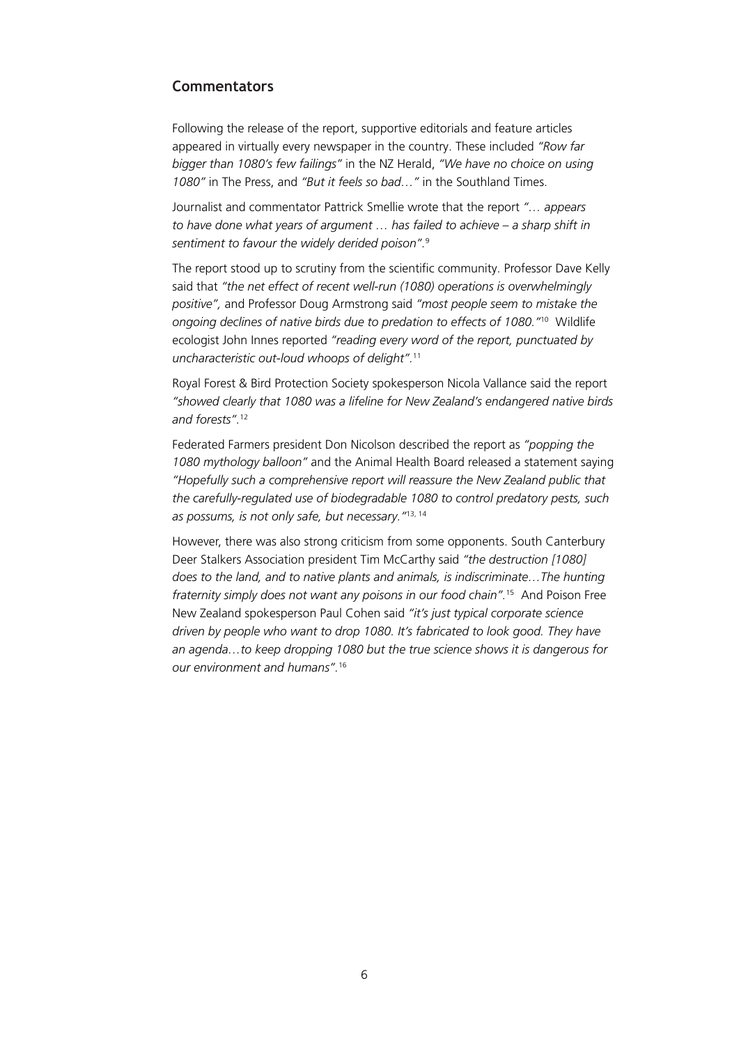## Commentators

Following the release of the report, supportive editorials and feature articles appeared in virtually every newspaper in the country. These included *"Row far bigger than 1080's few failings"* in the NZ Herald, *"We have no choice on using 1080"* in The Press, and *"But it feels so bad…"* in the Southland Times.

Journalist and commentator Pattrick Smellie wrote that the report *"… appears to have done what years of argument … has failed to achieve – a sharp shift in sentiment to favour the widely derided poison"*.[9]

The report stood up to scrutiny from the scientific community. Professor Dave Kelly said that *"the net effect of recent well-run (1080) operations is overwhelmingly positive",* and Professor Doug Armstrong said *"most people seem to mistake the ongoing declines of native birds due to predation to effects of 1080."*[10] Wildlife ecologist John Innes reported *"reading every word of the report, punctuated by uncharacteristic out-loud whoops of delight"*.[11]

Royal Forest & Bird Protection Society spokesperson Nicola Vallance said the report *"showed clearly that 1080 was a lifeline for New Zealand's endangered native birds and forests"*.[12]

Federated Farmers president Don Nicolson described the report as *"popping the 1080 mythology balloon"* and the Animal Health Board released a statement saying *"Hopefully such a comprehensive report will reassure the New Zealand public that the carefully-regulated use of biodegradable 1080 to control predatory pests, such as possums, is not only safe, but necessary."*[13, 14]

However, there was also strong criticism from some opponents. South Canterbury Deer Stalkers Association president Tim McCarthy said *"the destruction [1080] does to the land, and to native plants and animals, is indiscriminate…The hunting fraternity simply does not want any poisons in our food chain".*[15] And Poison Free New Zealand spokesperson Paul Cohen said *"it's just typical corporate science driven by people who want to drop 1080. It's fabricated to look good. They have an agenda…to keep dropping 1080 but the true science shows it is dangerous for our environment and humans"*.[16]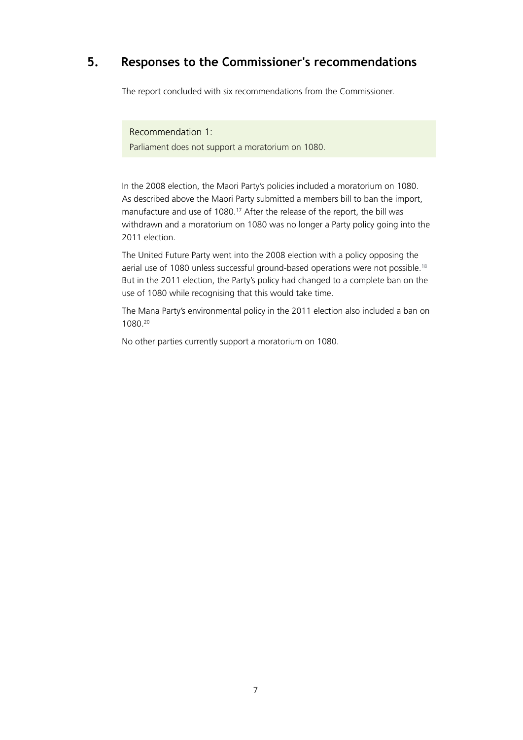## 5. Responses to the Commissioner's recommendations

The report concluded with six recommendations from the Commissioner.

> Recommendation 1:
>
> Parliament does not support a moratorium on 1080.

In the 2008 election, the Maori Party's policies included a moratorium on 1080. As described above the Maori Party submitted a members bill to ban the import, manufacture and use of 1080.[17] After the release of the report, the bill was withdrawn and a moratorium on 1080 was no longer a Party policy going into the 2011 election.

The United Future Party went into the 2008 election with a policy opposing the aerial use of 1080 unless successful ground-based operations were not possible.[18] But in the 2011 election, the Party's policy had changed to a complete ban on the use of 1080 while recognising that this would take time.

The Mana Party's environmental policy in the 2011 election also included a ban on 1080.[20]

No other parties currently support a moratorium on 1080.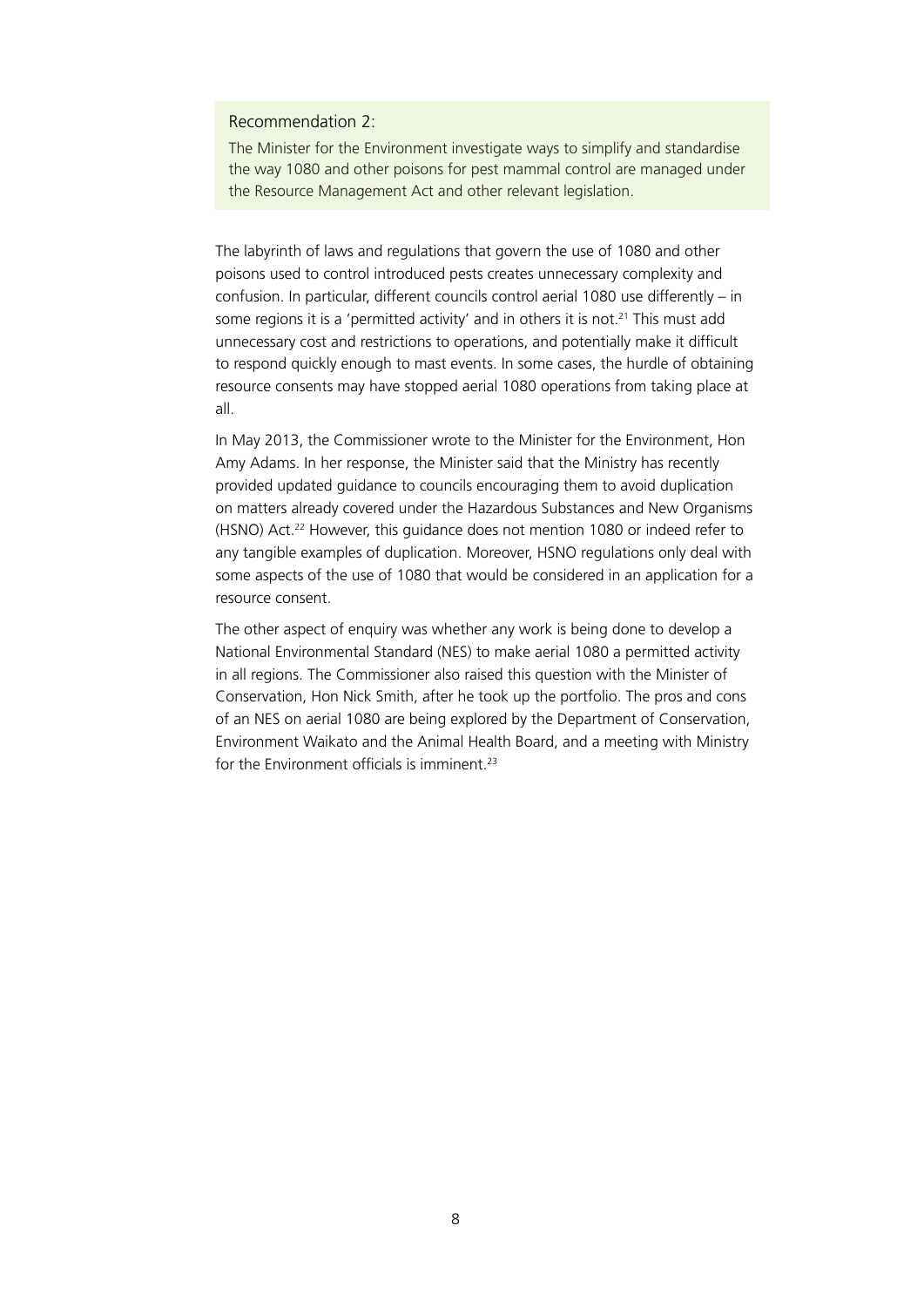> Recommendation 2:
>
> The Minister for the Environment investigate ways to simplify and standardise the way 1080 and other poisons for pest mammal control are managed under the Resource Management Act and other relevant legislation.

The labyrinth of laws and regulations that govern the use of 1080 and other poisons used to control introduced pests creates unnecessary complexity and confusion. In particular, different councils control aerial 1080 use differently – in some regions it is a 'permitted activity' and in others it is not.[21] This must add unnecessary cost and restrictions to operations, and potentially make it difficult to respond quickly enough to mast events. In some cases, the hurdle of obtaining resource consents may have stopped aerial 1080 operations from taking place at all.

In May 2013, the Commissioner wrote to the Minister for the Environment, Hon Amy Adams. In her response, the Minister said that the Ministry has recently provided updated guidance to councils encouraging them to avoid duplication on matters already covered under the Hazardous Substances and New Organisms (HSNO) Act.[22] However, this guidance does not mention 1080 or indeed refer to any tangible examples of duplication. Moreover, HSNO regulations only deal with some aspects of the use of 1080 that would be considered in an application for a resource consent.

The other aspect of enquiry was whether any work is being done to develop a National Environmental Standard (NES) to make aerial 1080 a permitted activity in all regions. The Commissioner also raised this question with the Minister of Conservation, Hon Nick Smith, after he took up the portfolio. The pros and cons of an NES on aerial 1080 are being explored by the Department of Conservation, Environment Waikato and the Animal Health Board, and a meeting with Ministry for the Environment officials is imminent.[23]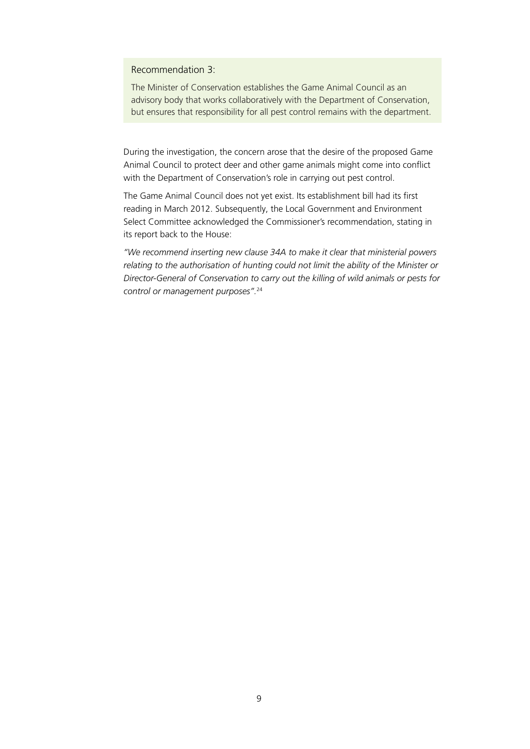Recommendation 3:

The Minister of Conservation establishes the Game Animal Council as an advisory body that works collaboratively with the Department of Conservation, but ensures that responsibility for all pest control remains with the department.

During the investigation, the concern arose that the desire of the proposed Game Animal Council to protect deer and other game animals might come into conflict with the Department of Conservation's role in carrying out pest control.

The Game Animal Council does not yet exist. Its establishment bill had its first reading in March 2012. Subsequently, the Local Government and Environment Select Committee acknowledged the Commissioner's recommendation, stating in its report back to the House:

*"We recommend inserting new clause 34A to make it clear that ministerial powers relating to the authorisation of hunting could not limit the ability of the Minister or Director-General of Conservation to carry out the killing of wild animals or pests for control or management purposes".*[24]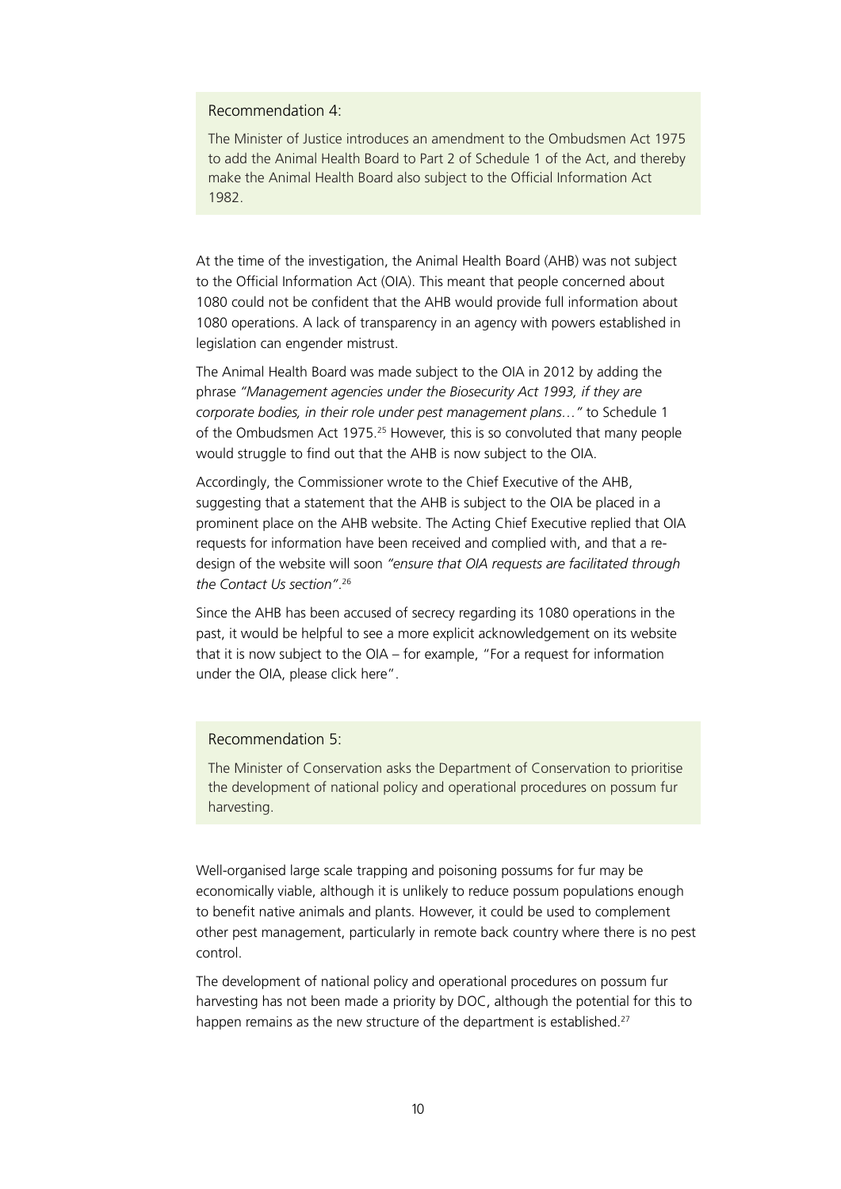Recommendation 4:

The Minister of Justice introduces an amendment to the Ombudsmen Act 1975 to add the Animal Health Board to Part 2 of Schedule 1 of the Act, and thereby make the Animal Health Board also subject to the Official Information Act 1982.

At the time of the investigation, the Animal Health Board (AHB) was not subject to the Official Information Act (OIA). This meant that people concerned about 1080 could not be confident that the AHB would provide full information about 1080 operations. A lack of transparency in an agency with powers established in legislation can engender mistrust.

The Animal Health Board was made subject to the OIA in 2012 by adding the phrase *"Management agencies under the Biosecurity Act 1993, if they are corporate bodies, in their role under pest management plans…"* to Schedule 1 of the Ombudsmen Act 1975.[25] However, this is so convoluted that many people would struggle to find out that the AHB is now subject to the OIA.

Accordingly, the Commissioner wrote to the Chief Executive of the AHB, suggesting that a statement that the AHB is subject to the OIA be placed in a prominent place on the AHB website. The Acting Chief Executive replied that OIA requests for information have been received and complied with, and that a re-design of the website will soon *"ensure that OIA requests are facilitated through the Contact Us section"*.[26]

Since the AHB has been accused of secrecy regarding its 1080 operations in the past, it would be helpful to see a more explicit acknowledgement on its website that it is now subject to the OIA – for example, "For a request for information under the OIA, please click here".

Recommendation 5:

The Minister of Conservation asks the Department of Conservation to prioritise the development of national policy and operational procedures on possum fur harvesting.

Well-organised large scale trapping and poisoning possums for fur may be economically viable, although it is unlikely to reduce possum populations enough to benefit native animals and plants. However, it could be used to complement other pest management, particularly in remote back country where there is no pest control.

The development of national policy and operational procedures on possum fur harvesting has not been made a priority by DOC, although the potential for this to happen remains as the new structure of the department is established.[27]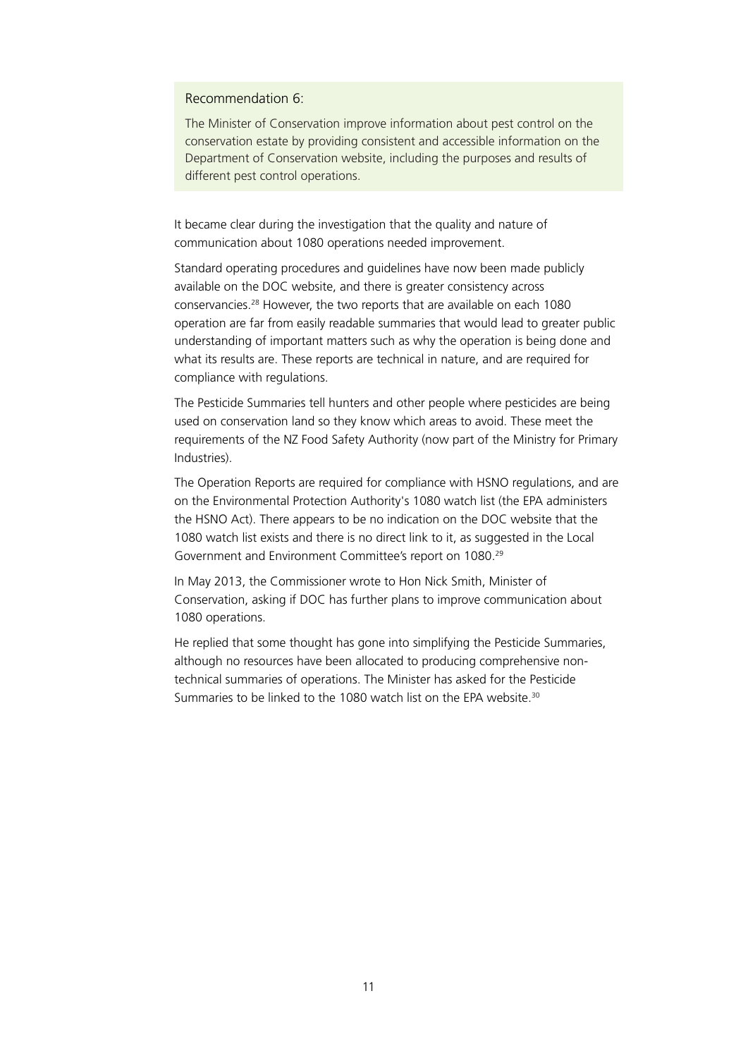> Recommendation 6:
>
> The Minister of Conservation improve information about pest control on the conservation estate by providing consistent and accessible information on the Department of Conservation website, including the purposes and results of different pest control operations.

It became clear during the investigation that the quality and nature of communication about 1080 operations needed improvement.

Standard operating procedures and guidelines have now been made publicly available on the DOC website, and there is greater consistency across conservancies.[28] However, the two reports that are available on each 1080 operation are far from easily readable summaries that would lead to greater public understanding of important matters such as why the operation is being done and what its results are. These reports are technical in nature, and are required for compliance with regulations.

The Pesticide Summaries tell hunters and other people where pesticides are being used on conservation land so they know which areas to avoid. These meet the requirements of the NZ Food Safety Authority (now part of the Ministry for Primary Industries).

The Operation Reports are required for compliance with HSNO regulations, and are on the Environmental Protection Authority's 1080 watch list (the EPA administers the HSNO Act). There appears to be no indication on the DOC website that the 1080 watch list exists and there is no direct link to it, as suggested in the Local Government and Environment Committee's report on 1080.[29]

In May 2013, the Commissioner wrote to Hon Nick Smith, Minister of Conservation, asking if DOC has further plans to improve communication about 1080 operations.

He replied that some thought has gone into simplifying the Pesticide Summaries, although no resources have been allocated to producing comprehensive non-technical summaries of operations. The Minister has asked for the Pesticide Summaries to be linked to the 1080 watch list on the EPA website.[30]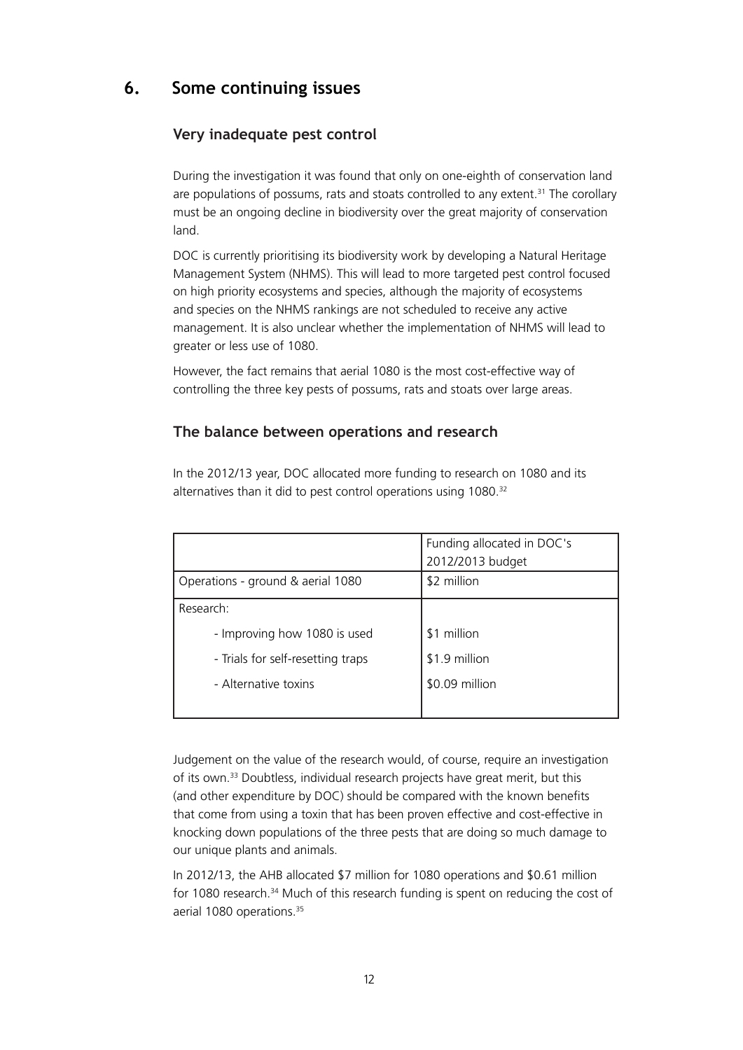## 6. Some continuing issues

### Very inadequate pest control

During the investigation it was found that only on one-eighth of conservation land are populations of possums, rats and stoats controlled to any extent.[31] The corollary must be an ongoing decline in biodiversity over the great majority of conservation land.

DOC is currently prioritising its biodiversity work by developing a Natural Heritage Management System (NHMS). This will lead to more targeted pest control focused on high priority ecosystems and species, although the majority of ecosystems and species on the NHMS rankings are not scheduled to receive any active management. It is also unclear whether the implementation of NHMS will lead to greater or less use of 1080.

However, the fact remains that aerial 1080 is the most cost-effective way of controlling the three key pests of possums, rats and stoats over large areas.

### The balance between operations and research

In the 2012/13 year, DOC allocated more funding to research on 1080 and its alternatives than it did to pest control operations using 1080.[32]

| | Funding allocated in DOC's 2012/2013 budget |
|---|---|
| Operations - ground & aerial 1080 | $2 million |
| Research: | |
| - Improving how 1080 is used | $1 million |
| - Trials for self-resetting traps | $1.9 million |
| - Alternative toxins | $0.09 million |

Judgement on the value of the research would, of course, require an investigation of its own.[33] Doubtless, individual research projects have great merit, but this (and other expenditure by DOC) should be compared with the known benefits that come from using a toxin that has been proven effective and cost-effective in knocking down populations of the three pests that are doing so much damage to our unique plants and animals.

In 2012/13, the AHB allocated $7 million for 1080 operations and $0.61 million for 1080 research.[34] Much of this research funding is spent on reducing the cost of aerial 1080 operations.[35]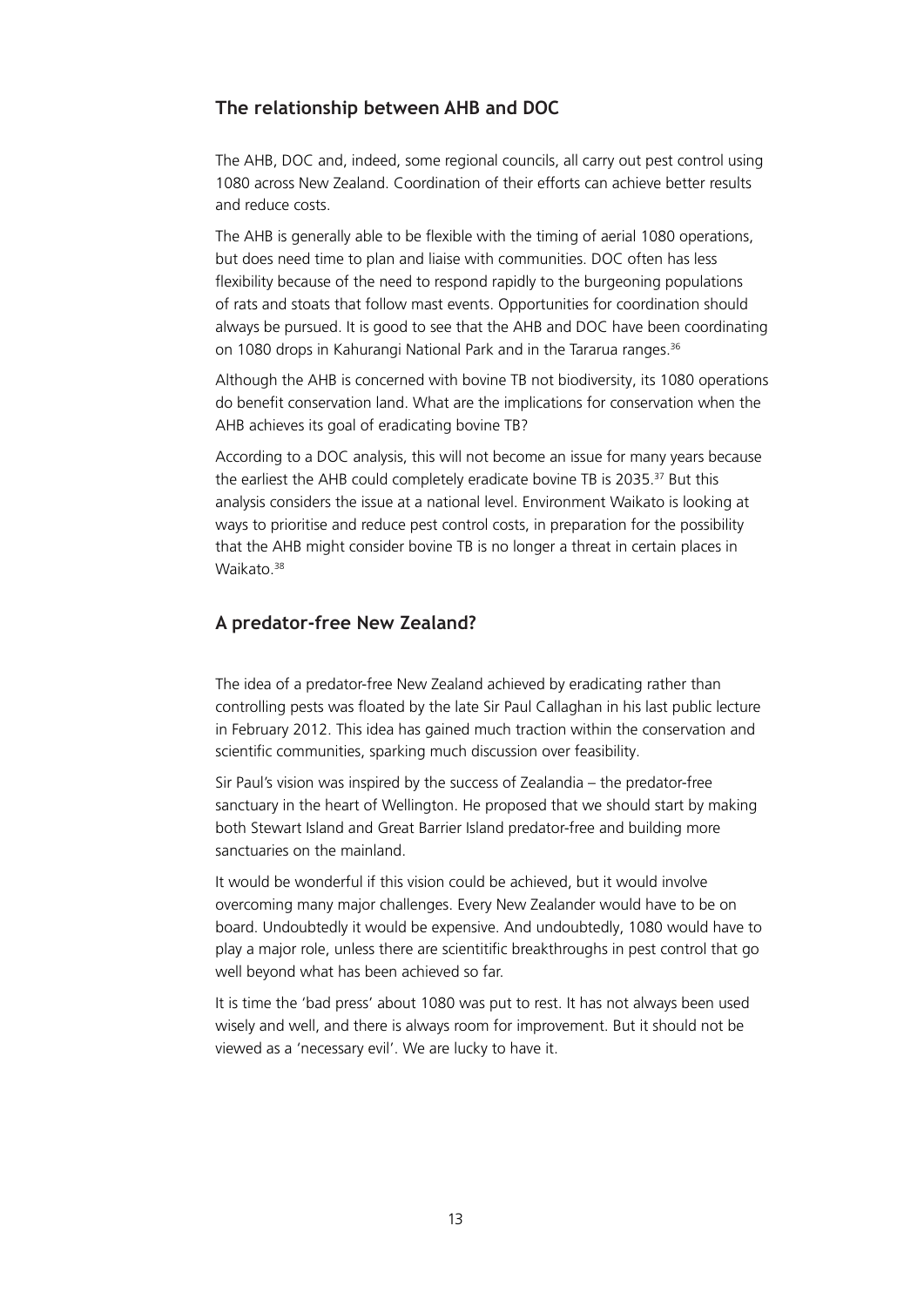## The relationship between AHB and DOC

The AHB, DOC and, indeed, some regional councils, all carry out pest control using 1080 across New Zealand. Coordination of their efforts can achieve better results and reduce costs.

The AHB is generally able to be flexible with the timing of aerial 1080 operations, but does need time to plan and liaise with communities. DOC often has less flexibility because of the need to respond rapidly to the burgeoning populations of rats and stoats that follow mast events. Opportunities for coordination should always be pursued. It is good to see that the AHB and DOC have been coordinating on 1080 drops in Kahurangi National Park and in the Tararua ranges.[36]

Although the AHB is concerned with bovine TB not biodiversity, its 1080 operations do benefit conservation land. What are the implications for conservation when the AHB achieves its goal of eradicating bovine TB?

According to a DOC analysis, this will not become an issue for many years because the earliest the AHB could completely eradicate bovine TB is 2035.[37] But this analysis considers the issue at a national level. Environment Waikato is looking at ways to prioritise and reduce pest control costs, in preparation for the possibility that the AHB might consider bovine TB is no longer a threat in certain places in Waikato.[38]

## A predator-free New Zealand?

The idea of a predator-free New Zealand achieved by eradicating rather than controlling pests was floated by the late Sir Paul Callaghan in his last public lecture in February 2012. This idea has gained much traction within the conservation and scientific communities, sparking much discussion over feasibility.

Sir Paul's vision was inspired by the success of Zealandia – the predator-free sanctuary in the heart of Wellington. He proposed that we should start by making both Stewart Island and Great Barrier Island predator-free and building more sanctuaries on the mainland.

It would be wonderful if this vision could be achieved, but it would involve overcoming many major challenges. Every New Zealander would have to be on board. Undoubtedly it would be expensive. And undoubtedly, 1080 would have to play a major role, unless there are scientitific breakthroughs in pest control that go well beyond what has been achieved so far.

It is time the 'bad press' about 1080 was put to rest. It has not always been used wisely and well, and there is always room for improvement. But it should not be viewed as a 'necessary evil'. We are lucky to have it.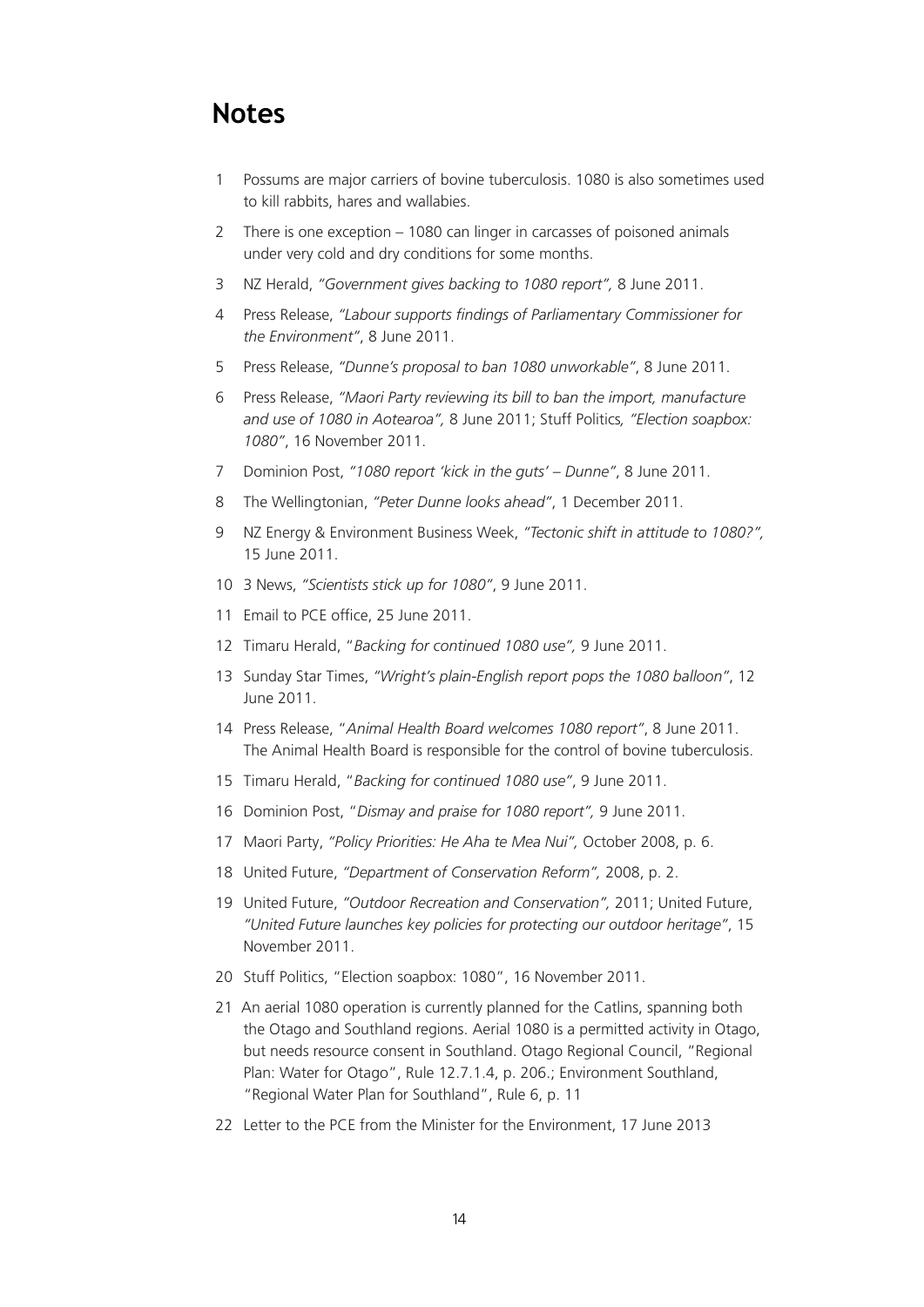# Notes

1. Possums are major carriers of bovine tuberculosis. 1080 is also sometimes used to kill rabbits, hares and wallabies.
2. There is one exception – 1080 can linger in carcasses of poisoned animals under very cold and dry conditions for some months.
3. NZ Herald, *"Government gives backing to 1080 report",* 8 June 2011.
4. Press Release, *"Labour supports findings of Parliamentary Commissioner for the Environment"*, 8 June 2011.
5. Press Release, *"Dunne's proposal to ban 1080 unworkable"*, 8 June 2011.
6. Press Release, *"Maori Party reviewing its bill to ban the import, manufacture and use of 1080 in Aotearoa",* 8 June 2011; Stuff Politics*, "Election soapbox: 1080"*, 16 November 2011.
7. Dominion Post, *"1080 report 'kick in the guts' – Dunne"*, 8 June 2011.
8. The Wellingtonian, *"Peter Dunne looks ahead"*, 1 December 2011.
9. NZ Energy & Environment Business Week, *"Tectonic shift in attitude to 1080?",* 15 June 2011.
10. 3 News, *"Scientists stick up for 1080"*, 9 June 2011.
11. Email to PCE office, 25 June 2011.
12. Timaru Herald, "*Backing for continued 1080 use",* 9 June 2011.
13. Sunday Star Times, *"Wright's plain-English report pops the 1080 balloon"*, 12 June 2011.
14. Press Release, "*Animal Health Board welcomes 1080 report"*, 8 June 2011. The Animal Health Board is responsible for the control of bovine tuberculosis.
15. Timaru Herald, "*Backing for continued 1080 use"*, 9 June 2011.
16. Dominion Post, "*Dismay and praise for 1080 report",* 9 June 2011.
17. Maori Party, *"Policy Priorities: He Aha te Mea Nui",* October 2008, p. 6.
18. United Future, *"Department of Conservation Reform",* 2008, p. 2.
19. United Future, *"Outdoor Recreation and Conservation",* 2011; United Future, *"United Future launches key policies for protecting our outdoor heritage"*, 15 November 2011.
20. Stuff Politics, "Election soapbox: 1080", 16 November 2011.
21. An aerial 1080 operation is currently planned for the Catlins, spanning both the Otago and Southland regions. Aerial 1080 is a permitted activity in Otago, but needs resource consent in Southland. Otago Regional Council, "Regional Plan: Water for Otago", Rule 12.7.1.4, p. 206.; Environment Southland, "Regional Water Plan for Southland", Rule 6, p. 11
22. Letter to the PCE from the Minister for the Environment, 17 June 2013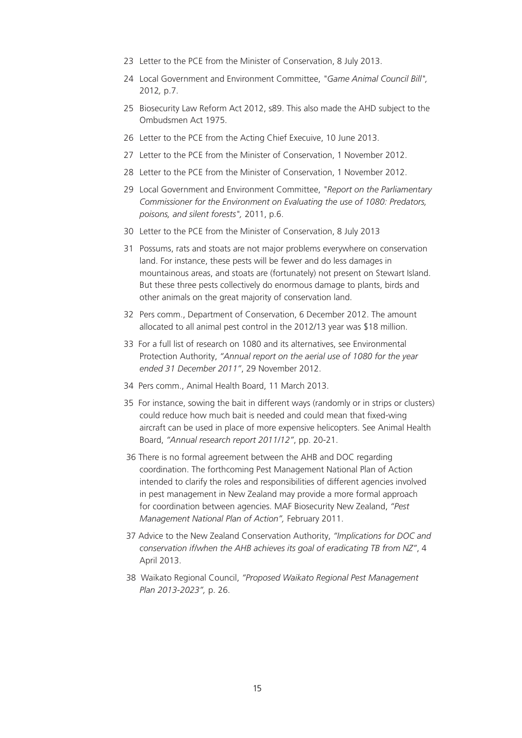23 Letter to the PCE from the Minister of Conservation, 8 July 2013.

24 Local Government and Environment Committee, "*Game Animal Council Bill*", 2012, p.7.

25 Biosecurity Law Reform Act 2012, s89. This also made the AHD subject to the Ombudsmen Act 1975.

26 Letter to the PCE from the Acting Chief Execuive, 10 June 2013.

27 Letter to the PCE from the Minister of Conservation, 1 November 2012.

28 Letter to the PCE from the Minister of Conservation, 1 November 2012.

29 Local Government and Environment Committee, "*Report on the Parliamentary Commissioner for the Environment on Evaluating the use of 1080: Predators, poisons, and silent forests*", 2011, p.6.

30 Letter to the PCE from the Minister of Conservation, 8 July 2013

31 Possums, rats and stoats are not major problems everywhere on conservation land. For instance, these pests will be fewer and do less damages in mountainous areas, and stoats are (fortunately) not present on Stewart Island. But these three pests collectively do enormous damage to plants, birds and other animals on the great majority of conservation land.

32 Pers comm., Department of Conservation, 6 December 2012. The amount allocated to all animal pest control in the 2012/13 year was $18 million.

33 For a full list of research on 1080 and its alternatives, see Environmental Protection Authority, *"Annual report on the aerial use of 1080 for the year ended 31 December 2011"*, 29 November 2012.

34 Pers comm., Animal Health Board, 11 March 2013.

35 For instance, sowing the bait in different ways (randomly or in strips or clusters) could reduce how much bait is needed and could mean that fixed-wing aircraft can be used in place of more expensive helicopters. See Animal Health Board, *"Annual research report 2011/12"*, pp. 20-21.

36 There is no formal agreement between the AHB and DOC regarding coordination. The forthcoming Pest Management National Plan of Action intended to clarify the roles and responsibilities of different agencies involved in pest management in New Zealand may provide a more formal approach for coordination between agencies. MAF Biosecurity New Zealand, *"Pest Management National Plan of Action",* February 2011.

37 Advice to the New Zealand Conservation Authority, *"Implications for DOC and conservation if/when the AHB achieves its goal of eradicating TB from NZ"*, 4 April 2013.

38 Waikato Regional Council, *"Proposed Waikato Regional Pest Management Plan 2013-2023",* p. 26.